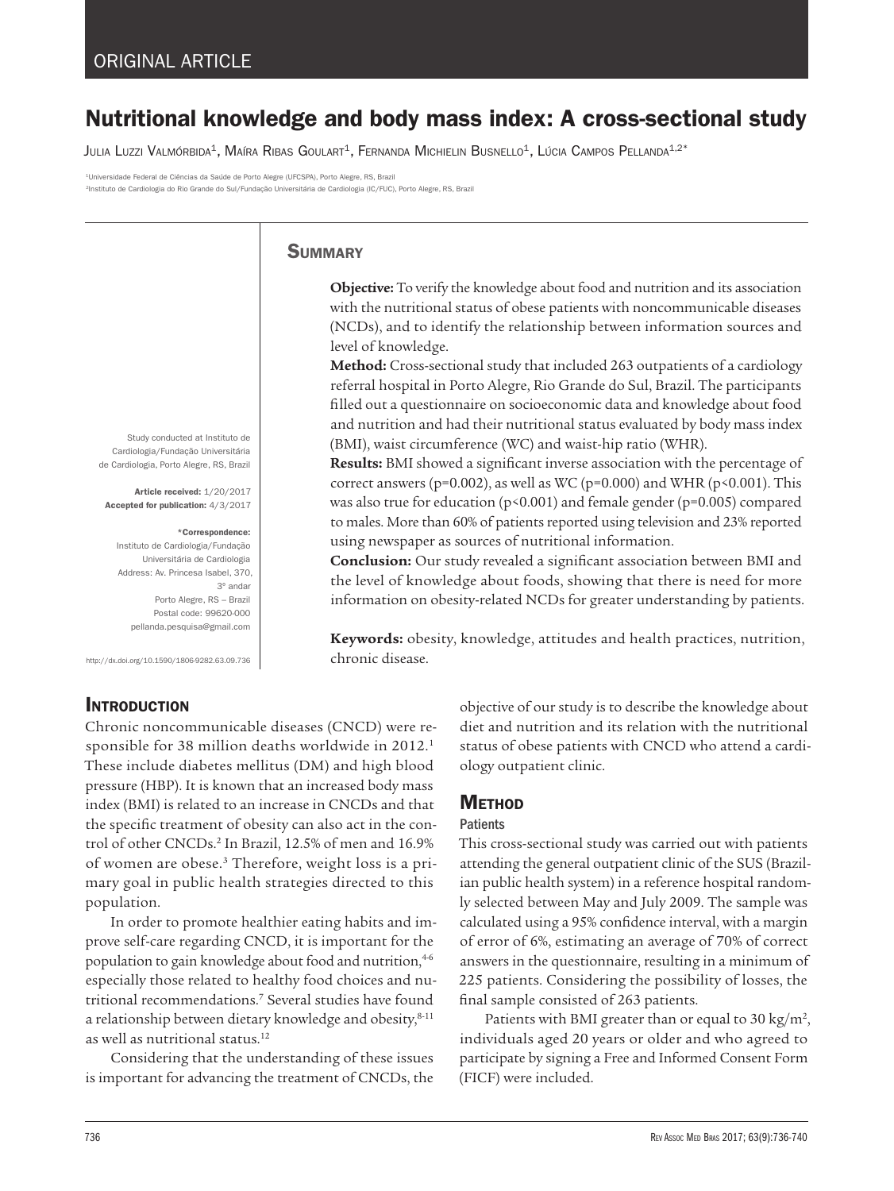ORIGINAL ARTICLE

# Nutritional knowledge and body mass index: A cross-sectional study

Julia Luzzi Valmórbida[1], Maíra Ribas Goulart[1], Fernanda Michielin Busnello[1], Lúcia Campos Pellanda[1,2*]

[1]Universidade Federal de Ciências da Saúde de Porto Alegre (UFCSPA), Porto Alegre, RS, Brazil
[2]Instituto de Cardiologia do Rio Grande do Sul/Fundação Universitária de Cardiologia (IC/FUC), Porto Alegre, RS, Brazil

Study conducted at Instituto de Cardiologia/Fundação Universitária de Cardiologia, Porto Alegre, RS, Brazil

**Article received:** 1/20/2017
**Accepted for publication:** 4/3/2017

**\*Correspondence:**
Instituto de Cardiologia/Fundação Universitária de Cardiologia
Address: Av. Princesa Isabel, 370, 3º andar
Porto Alegre, RS – Brazil
Postal code: 99620-000
pellanda.pesquisa@gmail.com

http://dx.doi.org/10.1590/1806-9282.63.09.736

## Summary

**Objective:** To verify the knowledge about food and nutrition and its association with the nutritional status of obese patients with noncommunicable diseases (NCDs), and to identify the relationship between information sources and level of knowledge.

**Method:** Cross-sectional study that included 263 outpatients of a cardiology referral hospital in Porto Alegre, Rio Grande do Sul, Brazil. The participants filled out a questionnaire on socioeconomic data and knowledge about food and nutrition and had their nutritional status evaluated by body mass index (BMI), waist circumference (WC) and waist-hip ratio (WHR).

**Results:** BMI showed a significant inverse association with the percentage of correct answers ($p=0.002$), as well as WC ($p=0.000$) and WHR ($p<0.001$). This was also true for education ($p<0.001$) and female gender ($p=0.005$) compared to males. More than 60% of patients reported using television and 23% reported using newspaper as sources of nutritional information.

**Conclusion:** Our study revealed a significant association between BMI and the level of knowledge about foods, showing that there is need for more information on obesity-related NCDs for greater understanding by patients.

**Keywords:** obesity, knowledge, attitudes and health practices, nutrition, chronic disease.

## Introduction

Chronic noncommunicable diseases (CNCD) were responsible for 38 million deaths worldwide in 2012.[1] These include diabetes mellitus (DM) and high blood pressure (HBP). It is known that an increased body mass index (BMI) is related to an increase in CNCDs and that the specific treatment of obesity can also act in the control of other CNCDs.[2] In Brazil, 12.5% of men and 16.9% of women are obese.[3] Therefore, weight loss is a primary goal in public health strategies directed to this population.

In order to promote healthier eating habits and improve self-care regarding CNCD, it is important for the population to gain knowledge about food and nutrition,[4-6] especially those related to healthy food choices and nutritional recommendations.[7] Several studies have found a relationship between dietary knowledge and obesity,[8-11] as well as nutritional status.[12]

Considering that the understanding of these issues is important for advancing the treatment of CNCDs, the objective of our study is to describe the knowledge about diet and nutrition and its relation with the nutritional status of obese patients with CNCD who attend a cardiology outpatient clinic.

## Method

### Patients

This cross-sectional study was carried out with patients attending the general outpatient clinic of the SUS (Brazilian public health system) in a reference hospital randomly selected between May and July 2009. The sample was calculated using a 95% confidence interval, with a margin of error of 6%, estimating an average of 70% of correct answers in the questionnaire, resulting in a minimum of 225 patients. Considering the possibility of losses, the final sample consisted of 263 patients.

Patients with BMI greater than or equal to 30 kg/m$^2$, individuals aged 20 years or older and who agreed to participate by signing a Free and Informed Consent Form (FICF) were included.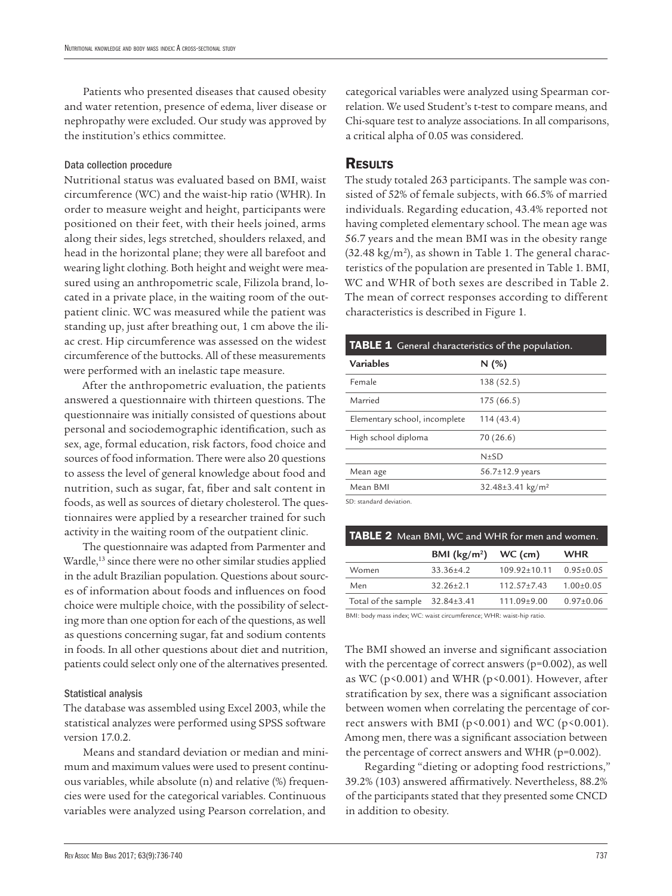Patients who presented diseases that caused obesity and water retention, presence of edema, liver disease or nephropathy were excluded. Our study was approved by the institution's ethics committee.

### Data collection procedure

Nutritional status was evaluated based on BMI, waist circumference (WC) and the waist-hip ratio (WHR). In order to measure weight and height, participants were positioned on their feet, with their heels joined, arms along their sides, legs stretched, shoulders relaxed, and head in the horizontal plane; they were all barefoot and wearing light clothing. Both height and weight were measured using an anthropometric scale, Filizola brand, located in a private place, in the waiting room of the outpatient clinic. WC was measured while the patient was standing up, just after breathing out, 1 cm above the iliac crest. Hip circumference was assessed on the widest circumference of the buttocks. All of these measurements were performed with an inelastic tape measure.

After the anthropometric evaluation, the patients answered a questionnaire with thirteen questions. The questionnaire was initially consisted of questions about personal and sociodemographic identification, such as sex, age, formal education, risk factors, food choice and sources of food information. There were also 20 questions to assess the level of general knowledge about food and nutrition, such as sugar, fat, fiber and salt content in foods, as well as sources of dietary cholesterol. The questionnaires were applied by a researcher trained for such activity in the waiting room of the outpatient clinic.

The questionnaire was adapted from Parmenter and Wardle,[13] since there were no other similar studies applied in the adult Brazilian population. Questions about sources of information about foods and influences on food choice were multiple choice, with the possibility of selecting more than one option for each of the questions, as well as questions concerning sugar, fat and sodium contents in foods. In all other questions about diet and nutrition, patients could select only one of the alternatives presented.

### Statistical analysis

The database was assembled using Excel 2003, while the statistical analyzes were performed using SPSS software version 17.0.2.

Means and standard deviation or median and minimum and maximum values were used to present continuous variables, while absolute (n) and relative (%) frequencies were used for the categorical variables. Continuous variables were analyzed using Pearson correlation, and categorical variables were analyzed using Spearman correlation. We used Student's t-test to compare means, and Chi-square test to analyze associations. In all comparisons, a critical alpha of 0.05 was considered.

## Results

The study totaled 263 participants. The sample was consisted of 52% of female subjects, with 66.5% of married individuals. Regarding education, 43.4% reported not having completed elementary school. The mean age was 56.7 years and the mean BMI was in the obesity range (32.48 kg/m²), as shown in Table 1. The general characteristics of the population are presented in Table 1. BMI, WC and WHR of both sexes are described in Table 2. The mean of correct responses according to different characteristics is described in Figure 1.

**TABLE 1** General characteristics of the population.

| Variables | N (%) |
|---|---|
| Female | 138 (52.5) |
| Married | 175 (66.5) |
| Elementary school, incomplete | 114 (43.4) |
| High school diploma | 70 (26.6) |
| | N±SD |
| Mean age | 56.7±12.9 years |
| Mean BMI | 32.48±3.41 kg/m² |

SD: standard deviation.

**TABLE 2** Mean BMI, WC and WHR for men and women.

| | BMI (kg/m²) | WC (cm) | WHR |
|---|---|---|---|
| Women | 33.36±4.2 | 109.92±10.11 | 0.95±0.05 |
| Men | 32.26±2.1 | 112.57±7.43 | 1.00±0.05 |
| Total of the sample | 32.84±3.41 | 111.09±9.00 | 0.97±0.06 |

BMI: body mass index; WC: waist circumference; WHR: waist-hip ratio.

The BMI showed an inverse and significant association with the percentage of correct answers ($p=0.002$), as well as WC ($p<0.001$) and WHR ($p<0.001$). However, after stratification by sex, there was a significant association between women when correlating the percentage of correct answers with BMI ($p<0.001$) and WC ($p<0.001$). Among men, there was a significant association between the percentage of correct answers and WHR ($p=0.002$).

Regarding "dieting or adopting food restrictions," 39.2% (103) answered affirmatively. Nevertheless, 88.2% of the participants stated that they presented some CNCD in addition to obesity.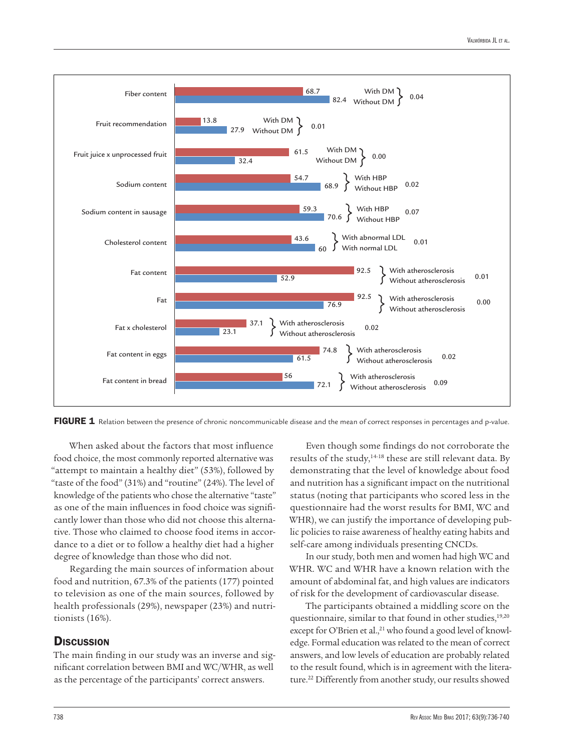Fiber content
68.7
82.4
With DM
Without DM
0.04

Fruit recommendation
13.8
27.9
With DM
Without DM
0.01

Fruit juice x unprocessed fruit
61.5
32.4
With DM
Without DM
0.00

Sodium content
54.7
68.9
With HBP
Without HBP
0.02

Sodium content in sausage
59.3
70.6
With HBP
Without HBP
0.07

Cholesterol content
43.6
60
With abnormal LDL
With normal LDL
0.01

Fat content
92.5
52.9
With atherosclerosis
Without atherosclerosis
0.01

Fat
92.5
76.9
With atherosclerosis
Without atherosclerosis
0.00

Fat x cholesterol
37.1
23.1
With atherosclerosis
Without atherosclerosis
0.02

Fat content in eggs
74.8
61.5
With atherosclerosis
Without atherosclerosis
0.02

Fat content in bread
56
72.1
With atherosclerosis
Without atherosclerosis
0.09

**FIGURE 1** Relation between the presence of chronic noncommunicable disease and the mean of correct responses in percentages and p-value.

When asked about the factors that most influence food choice, the most commonly reported alternative was "attempt to maintain a healthy diet" (53%), followed by "taste of the food" (31%) and "routine" (24%). The level of knowledge of the patients who chose the alternative "taste" as one of the main influences in food choice was significantly lower than those who did not choose this alternative. Those who claimed to choose food items in accordance to a diet or to follow a healthy diet had a higher degree of knowledge than those who did not.

Regarding the main sources of information about food and nutrition, 67.3% of the patients (177) pointed to television as one of the main sources, followed by health professionals (29%), newspaper (23%) and nutritionists (16%).

## Discussion

The main finding in our study was an inverse and significant correlation between BMI and WC/WHR, as well as the percentage of the participants' correct answers.

Even though some findings do not corroborate the results of the study,[14-18] these are still relevant data. By demonstrating that the level of knowledge about food and nutrition has a significant impact on the nutritional status (noting that participants who scored less in the questionnaire had the worst results for BMI, WC and WHR), we can justify the importance of developing public policies to raise awareness of healthy eating habits and self-care among individuals presenting CNCDs.

In our study, both men and women had high WC and WHR. WC and WHR have a known relation with the amount of abdominal fat, and high values are indicators of risk for the development of cardiovascular disease.

The participants obtained a middling score on the questionnaire, similar to that found in other studies,[19,20] except for O'Brien et al.,[21] who found a good level of knowledge. Formal education was related to the mean of correct answers, and low levels of education are probably related to the result found, which is in agreement with the literature.[22] Differently from another study, our results showed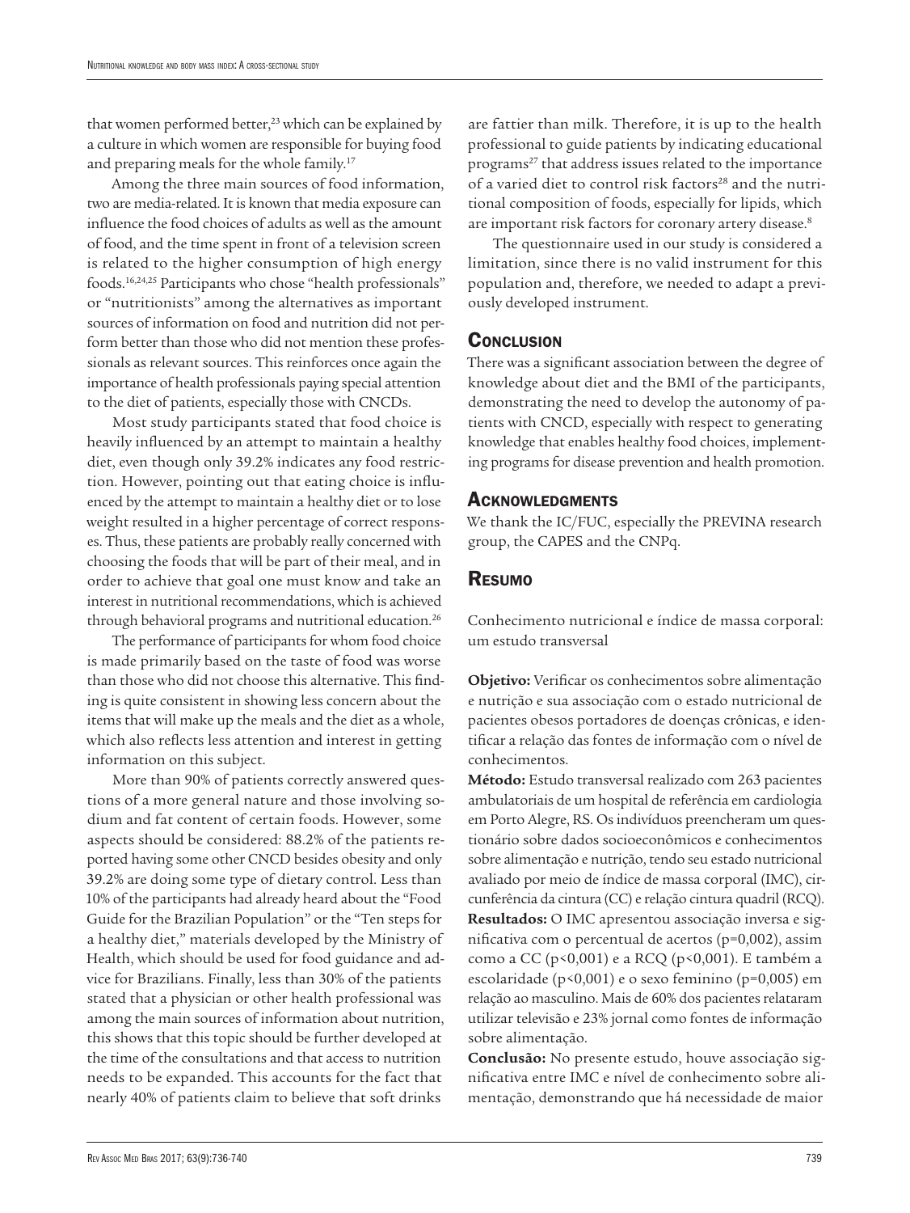that women performed better,[23] which can be explained by a culture in which women are responsible for buying food and preparing meals for the whole family.[17]

Among the three main sources of food information, two are media-related. It is known that media exposure can influence the food choices of adults as well as the amount of food, and the time spent in front of a television screen is related to the higher consumption of high energy foods.[16,24,25] Participants who chose "health professionals" or "nutritionists" among the alternatives as important sources of information on food and nutrition did not perform better than those who did not mention these professionals as relevant sources. This reinforces once again the importance of health professionals paying special attention to the diet of patients, especially those with CNCDs.

Most study participants stated that food choice is heavily influenced by an attempt to maintain a healthy diet, even though only 39.2% indicates any food restriction. However, pointing out that eating choice is influenced by the attempt to maintain a healthy diet or to lose weight resulted in a higher percentage of correct responses. Thus, these patients are probably really concerned with choosing the foods that will be part of their meal, and in order to achieve that goal one must know and take an interest in nutritional recommendations, which is achieved through behavioral programs and nutritional education.[26]

The performance of participants for whom food choice is made primarily based on the taste of food was worse than those who did not choose this alternative. This finding is quite consistent in showing less concern about the items that will make up the meals and the diet as a whole, which also reflects less attention and interest in getting information on this subject.

More than 90% of patients correctly answered questions of a more general nature and those involving sodium and fat content of certain foods. However, some aspects should be considered: 88.2% of the patients reported having some other CNCD besides obesity and only 39.2% are doing some type of dietary control. Less than 10% of the participants had already heard about the "Food Guide for the Brazilian Population" or the "Ten steps for a healthy diet," materials developed by the Ministry of Health, which should be used for food guidance and advice for Brazilians. Finally, less than 30% of the patients stated that a physician or other health professional was among the main sources of information about nutrition, this shows that this topic should be further developed at the time of the consultations and that access to nutrition needs to be expanded. This accounts for the fact that nearly 40% of patients claim to believe that soft drinks are fattier than milk. Therefore, it is up to the health professional to guide patients by indicating educational programs[27] that address issues related to the importance of a varied diet to control risk factors[28] and the nutritional composition of foods, especially for lipids, which are important risk factors for coronary artery disease.[8]

The questionnaire used in our study is considered a limitation, since there is no valid instrument for this population and, therefore, we needed to adapt a previously developed instrument.

## Conclusion

There was a significant association between the degree of knowledge about diet and the BMI of the participants, demonstrating the need to develop the autonomy of patients with CNCD, especially with respect to generating knowledge that enables healthy food choices, implementing programs for disease prevention and health promotion.

## Acknowledgments

We thank the IC/FUC, especially the PREVINA research group, the CAPES and the CNPq.

## Resumo

Conhecimento nutricional e índice de massa corporal: um estudo transversal

**Objetivo:** Verificar os conhecimentos sobre alimentação e nutrição e sua associação com o estado nutricional de pacientes obesos portadores de doenças crônicas, e identificar a relação das fontes de informação com o nível de conhecimentos.

**Método:** Estudo transversal realizado com 263 pacientes ambulatoriais de um hospital de referência em cardiologia em Porto Alegre, RS. Os indivíduos preencheram um questionário sobre dados socioeconômicos e conhecimentos sobre alimentação e nutrição, tendo seu estado nutricional avaliado por meio de índice de massa corporal (IMC), circunferência da cintura (CC) e relação cintura quadril (RCQ).

**Resultados:** O IMC apresentou associação inversa e significativa com o percentual de acertos (p=0,002), assim como a CC (p<0,001) e a RCQ (p<0,001). E também a escolaridade (p<0,001) e o sexo feminino (p=0,005) em relação ao masculino. Mais de 60% dos pacientes relataram utilizar televisão e 23% jornal como fontes de informação sobre alimentação.

**Conclusão:** No presente estudo, houve associação significativa entre IMC e nível de conhecimento sobre alimentação, demonstrando que há necessidade de maior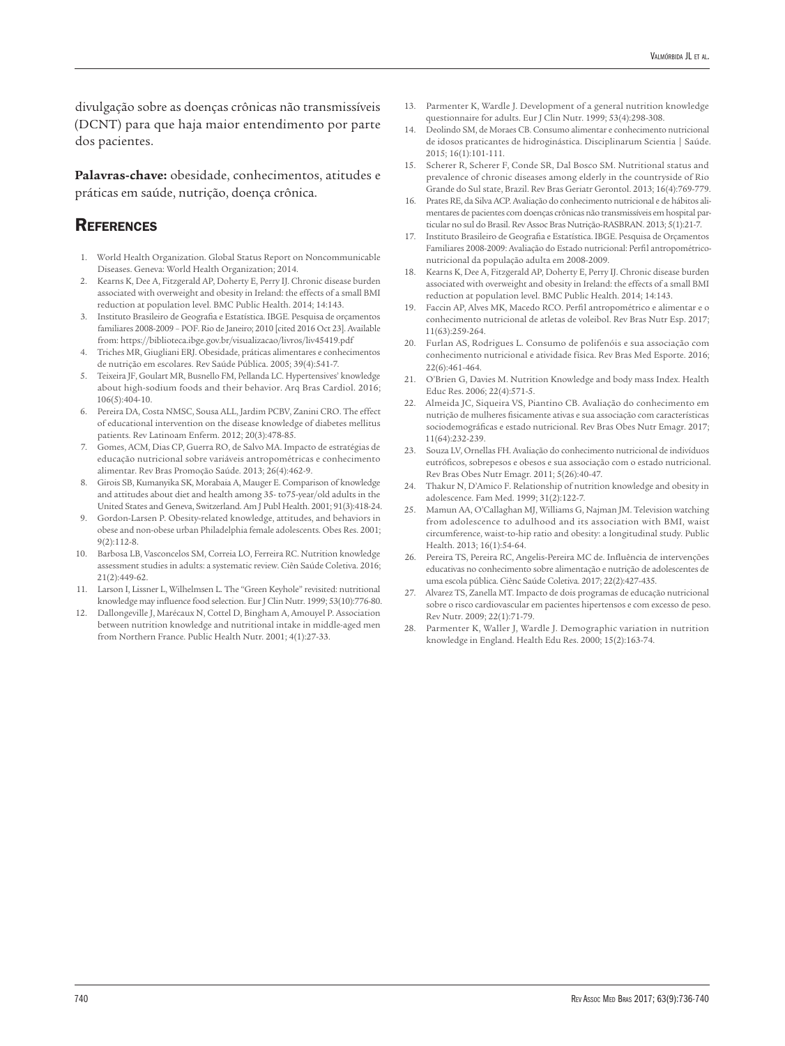divulgação sobre as doenças crônicas não transmissíveis (DCNT) para que haja maior entendimento por parte dos pacientes.

**Palavras-chave:** obesidade, conhecimentos, atitudes e práticas em saúde, nutrição, doença crônica.

## References

1. World Health Organization. Global Status Report on Noncommunicable Diseases. Geneva: World Health Organization; 2014.
2. Kearns K, Dee A, Fitzgerald AP, Doherty E, Perry IJ. Chronic disease burden associated with overweight and obesity in Ireland: the effects of a small BMI reduction at population level. BMC Public Health. 2014; 14:143.
3. Instituto Brasileiro de Geografia e Estatística. IBGE. Pesquisa de orçamentos familiares 2008-2009 – POF. Rio de Janeiro; 2010 [cited 2016 Oct 23]. Available from: https://biblioteca.ibge.gov.br/visualizacao/livros/liv45419.pdf
4. Triches MR, Giugliani ERJ. Obesidade, práticas alimentares e conhecimentos de nutrição em escolares. Rev Saúde Pública. 2005; 39(4):541-7.
5. Teixeira JF, Goulart MR, Busnello FM, Pellanda LC. Hypertensives' knowledge about high-sodium foods and their behavior. Arq Bras Cardiol. 2016; 106(5):404-10.
6. Pereira DA, Costa NMSC, Sousa ALL, Jardim PCBV, Zanini CRO. The effect of educational intervention on the disease knowledge of diabetes mellitus patients. Rev Latinoam Enferm. 2012; 20(3):478-85.
7. Gomes, ACM, Dias CP, Guerra RO, de Salvo MA. Impacto de estratégias de educação nutricional sobre variáveis antropométricas e conhecimento alimentar. Rev Bras Promoção Saúde. 2013; 26(4):462-9.
8. Girois SB, Kumanyika SK, Morabaia A, Mauger E. Comparison of knowledge and attitudes about diet and health among 35- to75-year/old adults in the United States and Geneva, Switzerland. Am J Publ Health. 2001; 91(3):418-24.
9. Gordon-Larsen P. Obesity-related knowledge, attitudes, and behaviors in obese and non-obese urban Philadelphia female adolescents. Obes Res. 2001; 9(2):112-8.
10. Barbosa LB, Vasconcelos SM, Correia LO, Ferreira RC. Nutrition knowledge assessment studies in adults: a systematic review. Ciên Saúde Coletiva. 2016; 21(2):449-62.
11. Larson I, Lissner L, Wilhelmsen L. The "Green Keyhole" revisited: nutritional knowledge may influence food selection. Eur J Clin Nutr. 1999; 53(10):776-80.
12. Dallongeville J, Marécaux N, Cottel D, Bingham A, Amouyel P. Association between nutrition knowledge and nutritional intake in middle-aged men from Northern France. Public Health Nutr. 2001; 4(1):27-33.
13. Parmenter K, Wardle J. Development of a general nutrition knowledge questionnaire for adults. Eur J Clin Nutr. 1999; 53(4):298-308.
14. Deolindo SM, de Moraes CB. Consumo alimentar e conhecimento nutricional de idosos praticantes de hidroginástica. Disciplinarum Scientia | Saúde. 2015; 16(1):101-111.
15. Scherer R, Scherer F, Conde SR, Dal Bosco SM. Nutritional status and prevalence of chronic diseases among elderly in the countryside of Rio Grande do Sul state, Brazil. Rev Bras Geriatr Gerontol. 2013; 16(4):769-779.
16. Prates RE, da Silva ACP. Avaliação do conhecimento nutricional e de hábitos alimentares de pacientes com doenças crônicas não transmissíveis em hospital particular no sul do Brasil. Rev Assoc Bras Nutrição-RASBRAN. 2013; 5(1):21-7.
17. Instituto Brasileiro de Geografia e Estatística. IBGE. Pesquisa de Orçamentos Familiares 2008-2009: Avaliação do Estado nutricional: Perfil antropométrico-nutricional da população adulta em 2008-2009.
18. Kearns K, Dee A, Fitzgerald AP, Doherty E, Perry IJ. Chronic disease burden associated with overweight and obesity in Ireland: the effects of a small BMI reduction at population level. BMC Public Health. 2014; 14:143.
19. Faccin AP, Alves MK, Macedo RCO. Perfil antropométrico e alimentar e o conhecimento nutricional de atletas de voleibol. Rev Bras Nutr Esp. 2017; 11(63):259-264.
20. Furlan AS, Rodrigues L. Consumo de polifenóis e sua associação com conhecimento nutricional e atividade física. Rev Bras Med Esporte. 2016; 22(6):461-464.
21. O'Brien G, Davies M. Nutrition Knowledge and body mass Index. Health Educ Res. 2006; 22(4):571-5.
22. Almeida JC, Siqueira VS, Piantino CB. Avaliação do conhecimento em nutrição de mulheres fisicamente ativas e sua associação com características sociodemográficas e estado nutricional. Rev Bras Obes Nutr Emagr. 2017; 11(64):232-239.
23. Souza LV, Ornellas FH. Avaliação do conhecimento nutricional de indivíduos eutróficos, sobrepesos e obesos e sua associação com o estado nutricional. Rev Bras Obes Nutr Emagr. 2011; 5(26):40-47.
24. Thakur N, D'Amico F. Relationship of nutrition knowledge and obesity in adolescence. Fam Med. 1999; 31(2):122-7.
25. Mamun AA, O'Callaghan MJ, Williams G, Najman JM. Television watching from adolescence to adulthood and its association with BMI, waist circumference, waist-to-hip ratio and obesity: a longitudinal study. Public Health. 2013; 16(1):54-64.
26. Pereira TS, Pereira RC, Angelis-Pereira MC de. Influência de intervenções educativas no conhecimento sobre alimentação e nutrição de adolescentes de uma escola pública. Ciênc Saúde Coletiva. 2017; 22(2):427-435.
27. Alvarez TS, Zanella MT. Impacto de dois programas de educação nutricional sobre o risco cardiovascular em pacientes hipertensos e com excesso de peso. Rev Nutr. 2009; 22(1):71-79.
28. Parmenter K, Waller J, Wardle J. Demographic variation in nutrition knowledge in England. Health Edu Res. 2000; 15(2):163-74.